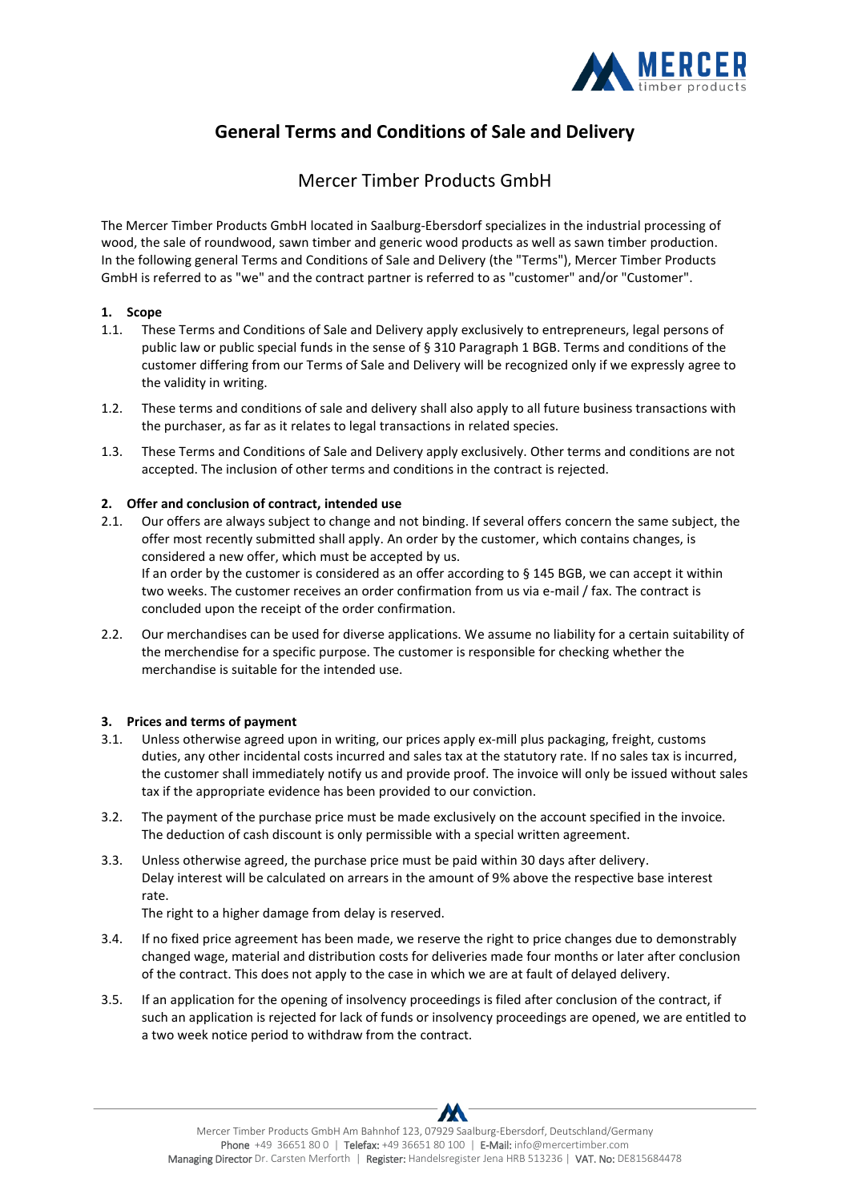# General Terms and Conditions of Sale and Delivery

## Mercer Timber Products GmbH

The Mercer Timber Products GmbH located in Saalburg-Ebersdorf specializes in the industrial processing of wood, the sale of roundwood, sawn timber and generic wood products as well as sawn timber production. In the following general Terms and Conditions of Sale and Delivery (the "Terms"), Mercer Timber Products GmbH is referred to as "we" and the contract partner is referred to as "customer" and/or "Customer".

### 1. Scope

1.1. These Terms and Conditions of Sale and Delivery apply exclusively to entrepreneurs, legal persons of public law or public special funds in the sense of § 310 Paragraph 1 BGB. Terms and conditions of the customer differing from our Terms of Sale and Delivery will be recognized only if we expressly agree to the validity in writing.

1.2. These terms and conditions of sale and delivery shall also apply to all future business transactions with the purchaser, as far as it relates to legal transactions in related species.

1.3. These Terms and Conditions of Sale and Delivery apply exclusively. Other terms and conditions are not accepted. The inclusion of other terms and conditions in the contract is rejected.

### 2. Offer and conclusion of contract, intended use

2.1. Our offers are always subject to change and not binding. If several offers concern the same subject, the offer most recently submitted shall apply. An order by the customer, which contains changes, is considered a new offer, which must be accepted by us.
If an order by the customer is considered as an offer according to § 145 BGB, we can accept it within two weeks. The customer receives an order confirmation from us via e-mail / fax. The contract is concluded upon the receipt of the order confirmation.

2.2. Our merchandises can be used for diverse applications. We assume no liability for a certain suitability of the merchendise for a specific purpose. The customer is responsible for checking whether the merchandise is suitable for the intended use.

### 3. Prices and terms of payment

3.1. Unless otherwise agreed upon in writing, our prices apply ex-mill plus packaging, freight, customs duties, any other incidental costs incurred and sales tax at the statutory rate. If no sales tax is incurred, the customer shall immediately notify us and provide proof. The invoice will only be issued without sales tax if the appropriate evidence has been provided to our conviction.

3.2. The payment of the purchase price must be made exclusively on the account specified in the invoice. The deduction of cash discount is only permissible with a special written agreement.

3.3. Unless otherwise agreed, the purchase price must be paid within 30 days after delivery.
Delay interest will be calculated on arrears in the amount of 9% above the respective base interest rate.
The right to a higher damage from delay is reserved.

3.4. If no fixed price agreement has been made, we reserve the right to price changes due to demonstrably changed wage, material and distribution costs for deliveries made four months or later after conclusion of the contract. This does not apply to the case in which we are at fault of delayed delivery.

3.5. If an application for the opening of insolvency proceedings is filed after conclusion of the contract, if such an application is rejected for lack of funds or insolvency proceedings are opened, we are entitled to a two week notice period to withdraw from the contract.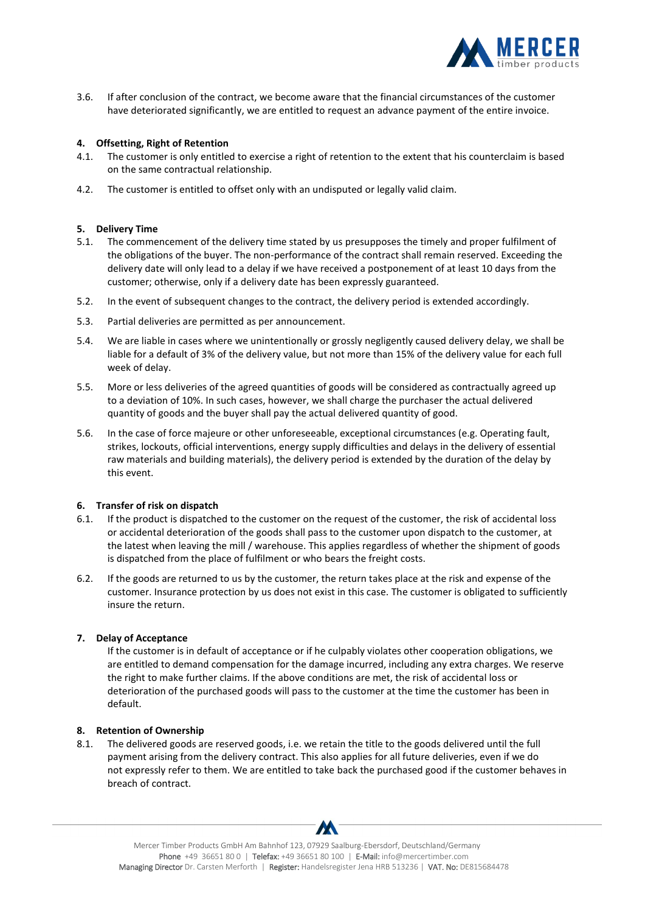3.6. If after conclusion of the contract, we become aware that the financial circumstances of the customer have deteriorated significantly, we are entitled to request an advance payment of the entire invoice.

## 4. Offsetting, Right of Retention

4.1. The customer is only entitled to exercise a right of retention to the extent that his counterclaim is based on the same contractual relationship.

4.2. The customer is entitled to offset only with an undisputed or legally valid claim.

## 5. Delivery Time

5.1. The commencement of the delivery time stated by us presupposes the timely and proper fulfilment of the obligations of the buyer. The non-performance of the contract shall remain reserved. Exceeding the delivery date will only lead to a delay if we have received a postponement of at least 10 days from the customer; otherwise, only if a delivery date has been expressly guaranteed.

5.2. In the event of subsequent changes to the contract, the delivery period is extended accordingly.

5.3. Partial deliveries are permitted as per announcement.

5.4. We are liable in cases where we unintentionally or grossly negligently caused delivery delay, we shall be liable for a default of 3% of the delivery value, but not more than 15% of the delivery value for each full week of delay.

5.5. More or less deliveries of the agreed quantities of goods will be considered as contractually agreed up to a deviation of 10%. In such cases, however, we shall charge the purchaser the actual delivered quantity of goods and the buyer shall pay the actual delivered quantity of good.

5.6. In the case of force majeure or other unforeseeable, exceptional circumstances (e.g. Operating fault, strikes, lockouts, official interventions, energy supply difficulties and delays in the delivery of essential raw materials and building materials), the delivery period is extended by the duration of the delay by this event.

## 6. Transfer of risk on dispatch

6.1. If the product is dispatched to the customer on the request of the customer, the risk of accidental loss or accidental deterioration of the goods shall pass to the customer upon dispatch to the customer, at the latest when leaving the mill / warehouse. This applies regardless of whether the shipment of goods is dispatched from the place of fulfilment or who bears the freight costs.

6.2. If the goods are returned to us by the customer, the return takes place at the risk and expense of the customer. Insurance protection by us does not exist in this case. The customer is obligated to sufficiently insure the return.

## 7. Delay of Acceptance

If the customer is in default of acceptance or if he culpably violates other cooperation obligations, we are entitled to demand compensation for the damage incurred, including any extra charges. We reserve the right to make further claims. If the above conditions are met, the risk of accidental loss or deterioration of the purchased goods will pass to the customer at the time the customer has been in default.

## 8. Retention of Ownership

8.1. The delivered goods are reserved goods, i.e. we retain the title to the goods delivered until the full payment arising from the delivery contract. This also applies for all future deliveries, even if we do not expressly refer to them. We are entitled to take back the purchased good if the customer behaves in breach of contract.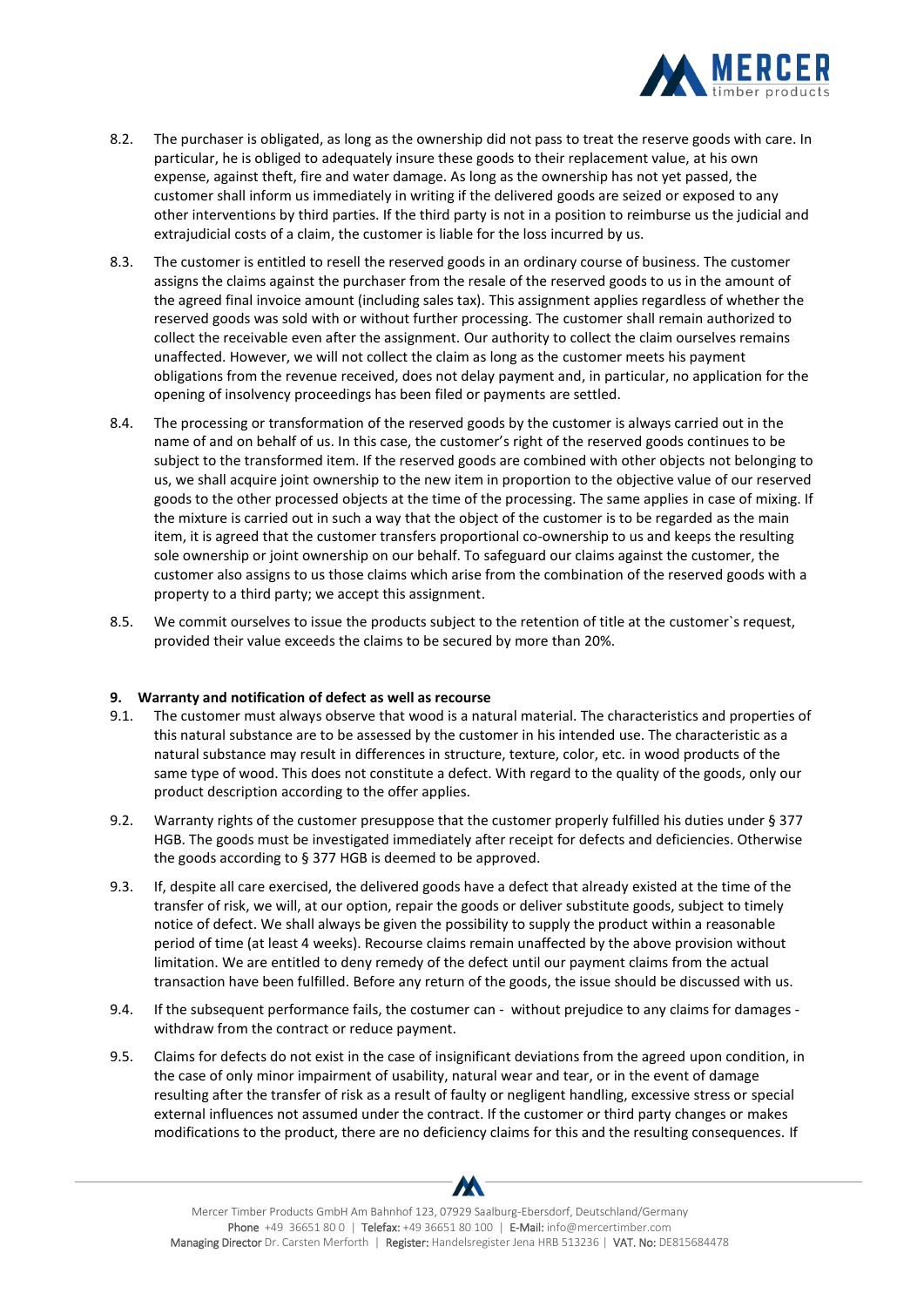8.2. The purchaser is obligated, as long as the ownership did not pass to treat the reserve goods with care. In particular, he is obliged to adequately insure these goods to their replacement value, at his own expense, against theft, fire and water damage. As long as the ownership has not yet passed, the customer shall inform us immediately in writing if the delivered goods are seized or exposed to any other interventions by third parties. If the third party is not in a position to reimburse us the judicial and extrajudicial costs of a claim, the customer is liable for the loss incurred by us.

8.3. The customer is entitled to resell the reserved goods in an ordinary course of business. The customer assigns the claims against the purchaser from the resale of the reserved goods to us in the amount of the agreed final invoice amount (including sales tax). This assignment applies regardless of whether the reserved goods was sold with or without further processing. The customer shall remain authorized to collect the receivable even after the assignment. Our authority to collect the claim ourselves remains unaffected. However, we will not collect the claim as long as the customer meets his payment obligations from the revenue received, does not delay payment and, in particular, no application for the opening of insolvency proceedings has been filed or payments are settled.

8.4. The processing or transformation of the reserved goods by the customer is always carried out in the name of and on behalf of us. In this case, the customer's right of the reserved goods continues to be subject to the transformed item. If the reserved goods are combined with other objects not belonging to us, we shall acquire joint ownership to the new item in proportion to the objective value of our reserved goods to the other processed objects at the time of the processing. The same applies in case of mixing. If the mixture is carried out in such a way that the object of the customer is to be regarded as the main item, it is agreed that the customer transfers proportional co-ownership to us and keeps the resulting sole ownership or joint ownership on our behalf. To safeguard our claims against the customer, the customer also assigns to us those claims which arise from the combination of the reserved goods with a property to a third party; we accept this assignment.

8.5. We commit ourselves to issue the products subject to the retention of title at the customer`s request, provided their value exceeds the claims to be secured by more than 20%.

**9. Warranty and notification of defect as well as recourse**

9.1. The customer must always observe that wood is a natural material. The characteristics and properties of this natural substance are to be assessed by the customer in his intended use. The characteristic as a natural substance may result in differences in structure, texture, color, etc. in wood products of the same type of wood. This does not constitute a defect. With regard to the quality of the goods, only our product description according to the offer applies.

9.2. Warranty rights of the customer presuppose that the customer properly fulfilled his duties under § 377 HGB. The goods must be investigated immediately after receipt for defects and deficiencies. Otherwise the goods according to § 377 HGB is deemed to be approved.

9.3. If, despite all care exercised, the delivered goods have a defect that already existed at the time of the transfer of risk, we will, at our option, repair the goods or deliver substitute goods, subject to timely notice of defect. We shall always be given the possibility to supply the product within a reasonable period of time (at least 4 weeks). Recourse claims remain unaffected by the above provision without limitation. We are entitled to deny remedy of the defect until our payment claims from the actual transaction have been fulfilled. Before any return of the goods, the issue should be discussed with us.

9.4. If the subsequent performance fails, the costumer can - without prejudice to any claims for damages - withdraw from the contract or reduce payment.

9.5. Claims for defects do not exist in the case of insignificant deviations from the agreed upon condition, in the case of only minor impairment of usability, natural wear and tear, or in the event of damage resulting after the transfer of risk as a result of faulty or negligent handling, excessive stress or special external influences not assumed under the contract. If the customer or third party changes or makes modifications to the product, there are no deficiency claims for this and the resulting consequences. If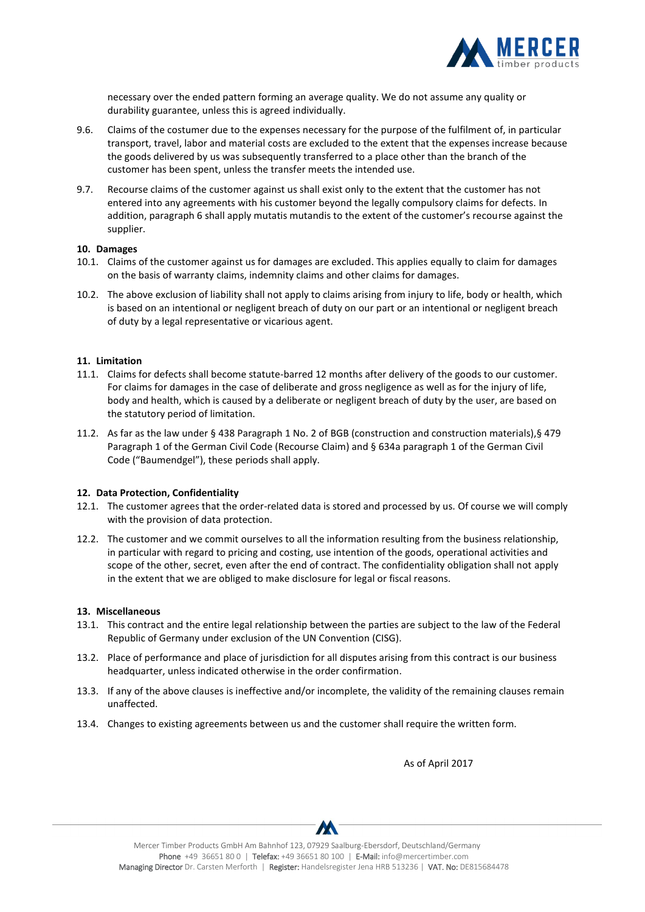necessary over the ended pattern forming an average quality. We do not assume any quality or durability guarantee, unless this is agreed individually.

9.6. Claims of the costumer due to the expenses necessary for the purpose of the fulfilment of, in particular transport, travel, labor and material costs are excluded to the extent that the expenses increase because the goods delivered by us was subsequently transferred to a place other than the branch of the customer has been spent, unless the transfer meets the intended use.

9.7. Recourse claims of the customer against us shall exist only to the extent that the customer has not entered into any agreements with his customer beyond the legally compulsory claims for defects. In addition, paragraph 6 shall apply mutatis mutandis to the extent of the customer's recourse against the supplier.

**10. Damages**

10.1. Claims of the customer against us for damages are excluded. This applies equally to claim for damages on the basis of warranty claims, indemnity claims and other claims for damages.

10.2. The above exclusion of liability shall not apply to claims arising from injury to life, body or health, which is based on an intentional or negligent breach of duty on our part or an intentional or negligent breach of duty by a legal representative or vicarious agent.

**11. Limitation**

11.1. Claims for defects shall become statute-barred 12 months after delivery of the goods to our customer. For claims for damages in the case of deliberate and gross negligence as well as for the injury of life, body and health, which is caused by a deliberate or negligent breach of duty by the user, are based on the statutory period of limitation.

11.2. As far as the law under § 438 Paragraph 1 No. 2 of BGB (construction and construction materials),§ 479 Paragraph 1 of the German Civil Code (Recourse Claim) and § 634a paragraph 1 of the German Civil Code ("Baumendgel"), these periods shall apply.

**12. Data Protection, Confidentiality**

12.1. The customer agrees that the order-related data is stored and processed by us. Of course we will comply with the provision of data protection.

12.2. The customer and we commit ourselves to all the information resulting from the business relationship, in particular with regard to pricing and costing, use intention of the goods, operational activities and scope of the other, secret, even after the end of contract. The confidentiality obligation shall not apply in the extent that we are obliged to make disclosure for legal or fiscal reasons.

**13. Miscellaneous**

13.1. This contract and the entire legal relationship between the parties are subject to the law of the Federal Republic of Germany under exclusion of the UN Convention (CISG).

13.2. Place of performance and place of jurisdiction for all disputes arising from this contract is our business headquarter, unless indicated otherwise in the order confirmation.

13.3. If any of the above clauses is ineffective and/or incomplete, the validity of the remaining clauses remain unaffected.

13.4. Changes to existing agreements between us and the customer shall require the written form.

As of April 2017